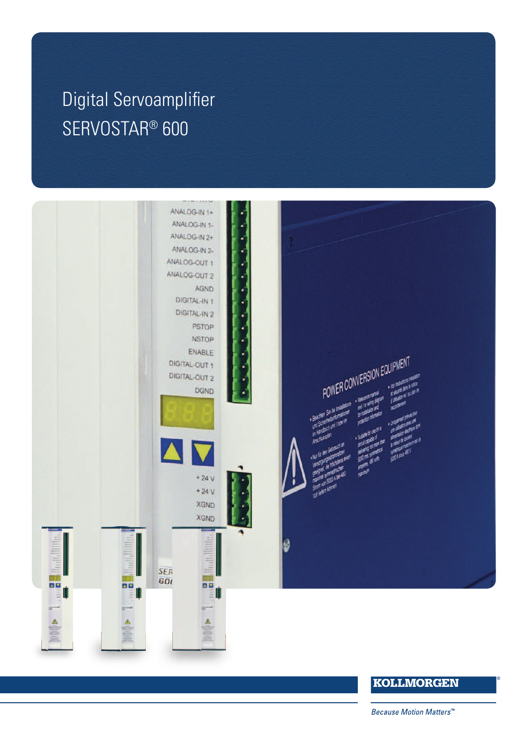# Digital Servoamplifier SERVOSTAR® 600

KOLLMORGEN

*Because Motion Matters™*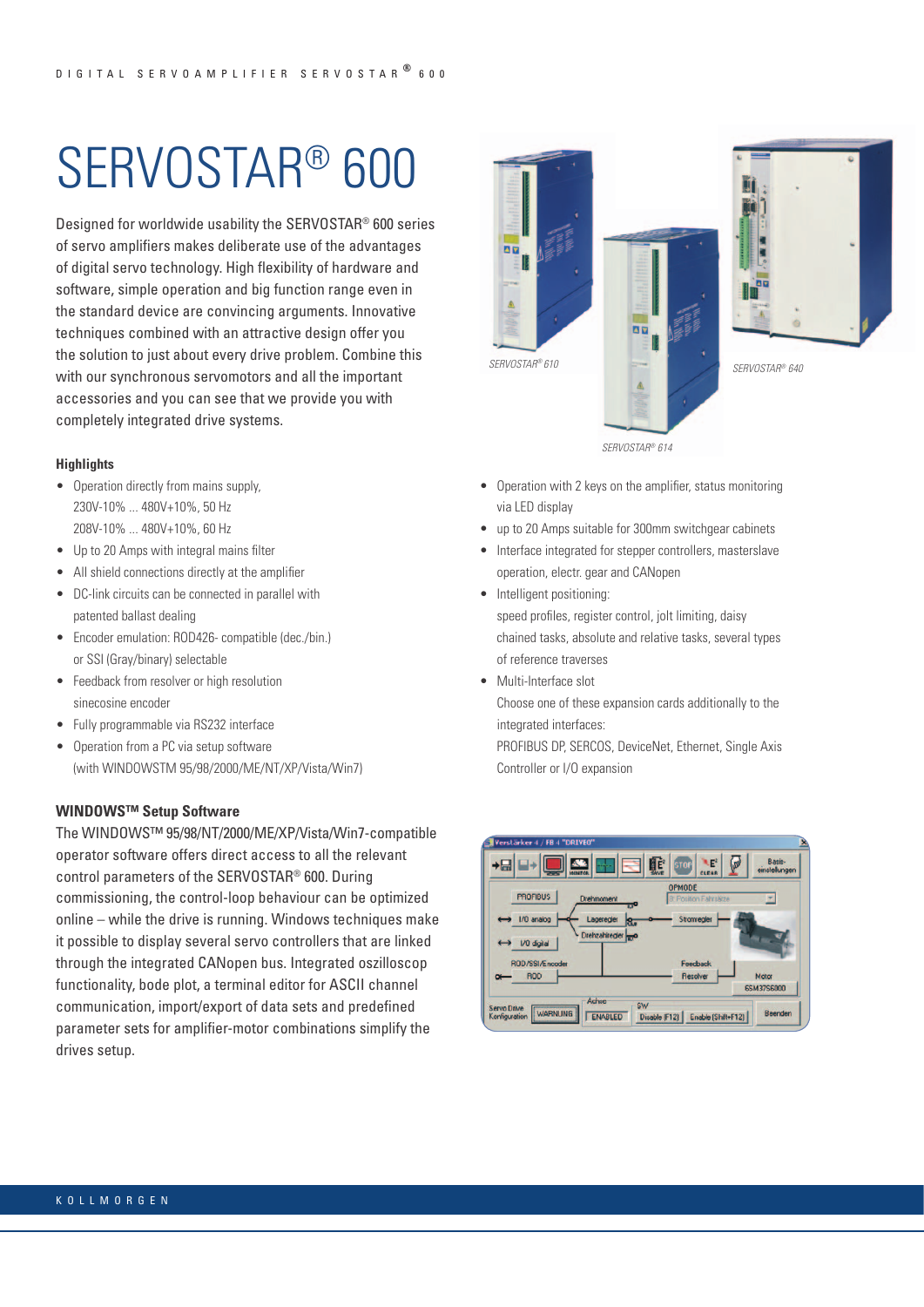# SERVOSTAR® 600

Designed for worldwide usability the SERVOSTAR® 600 series of servo amplifiers makes deliberate use of the advantages of digital servo technology. High flexibility of hardware and software, simple operation and big function range even in the standard device are convincing arguments. Innovative techniques combined with an attractive design offer you the solution to just about every drive problem. Combine this with our synchronous servomotors and all the important accessories and you can see that we provide you with completely integrated drive systems.

SERVOSTAR® 610

SERVOSTAR® 614

SERVOSTAR® 640

### Highlights

- Operation directly from mains supply,
  230V-10% ... 480V+10%, 50 Hz
  208V-10% ... 480V+10%, 60 Hz
- Up to 20 Amps with integral mains filter
- All shield connections directly at the amplifier
- DC-link circuits can be connected in parallel with patented ballast dealing
- Encoder emulation: ROD426- compatible (dec./bin.) or SSI (Gray/binary) selectable
- Feedback from resolver or high resolution sinecosine encoder
- Fully programmable via RS232 interface
- Operation from a PC via setup software (with WINDOWSTM 95/98/2000/ME/NT/XP/Vista/Win7)
- Operation with 2 keys on the amplifier, status monitoring via LED display
- up to 20 Amps suitable for 300mm switchgear cabinets
- Interface integrated for stepper controllers, masterslave operation, electr. gear and CANopen
- Intelligent positioning:
  speed profiles, register control, jolt limiting, daisy chained tasks, absolute and relative tasks, several types of reference traverses
- Multi-Interface slot
  Choose one of these expansion cards additionally to the integrated interfaces:
  PROFIBUS DP, SERCOS, DeviceNet, Ethernet, Single Axis Controller or I/O expansion

### WINDOWS™ Setup Software

The WINDOWS™ 95/98/NT/2000/ME/XP/Vista/Win7-compatible operator software offers direct access to all the relevant control parameters of the SERVOSTAR® 600. During commissioning, the control-loop behaviour can be optimized online – while the drive is running. Windows techniques make it possible to display several servo controllers that are linked through the integrated CANopen bus. Integrated oszilloscop functionality, bode plot, a terminal editor for ASCII channel communication, import/export of data sets and predefined parameter sets for amplifier-motor combinations simplify the drives setup.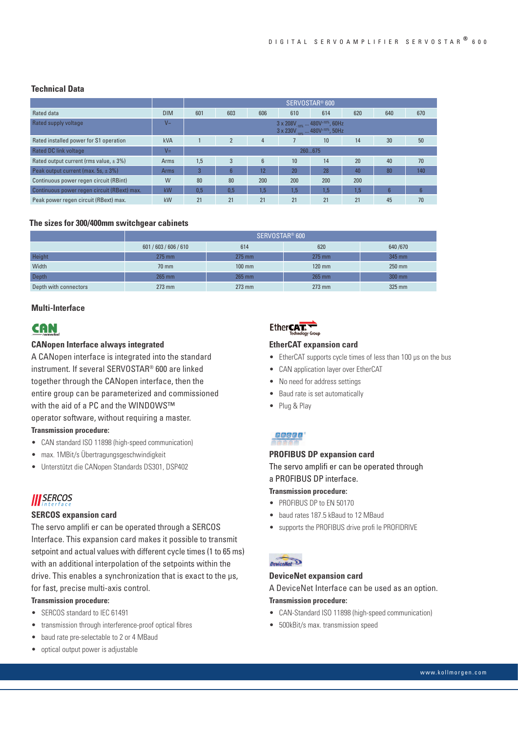## Technical Data

| Rated data | DIM | SERVOSTAR® 600 | | | | | | | |
|---|---|---|---|---|---|---|---|---|---|
| | | 601 | 603 | 606 | 610 | 614 | 620 | 640 | 670 |
| Rated supply voltage | V~ | 3 x 208V$_{-10\%}$ ... 480V$^{+10\%}$, 60Hz<br>3 x 230V$_{-10\%}$ ... 480V$^{+10\%}$, 50Hz | | | | | | | |
| Rated installed power for S1 operation | kVA | 1 | 2 | 4 | 7 | 10 | 14 | 30 | 50 |
| Rated DC link voltage | V= | 260...675 | | | | | | | |
| Rated output current (rms value, ± 3%) | Arms | 1,5 | 3 | 6 | 10 | 14 | 20 | 40 | 70 |
| Peak output current (max. 5s, ± 3%) | Arms | 3 | 6 | 12 | 20 | 28 | 40 | 80 | 140 |
| Continuous power regen circuit (RBint) | W | 80 | 80 | 200 | 200 | 200 | 200 | | |
| Continuous power regen circuit (RBext) max. | kW | 0,5 | 0,5 | 1,5 | 1,5 | 1,5 | 1,5 | 6 | 6 |
| Peak power regen circuit (RBext) max. | kW | 21 | 21 | 21 | 21 | 21 | 21 | 45 | 70 |

## The sizes for 300/400mm switchgear cabinets

| | SERVOSTAR® 600 | | | |
|---|---|---|---|---|
| | 601 / 603 / 606 / 610 | 614 | 620 | 640 /670 |
| Height | 275 mm | 275 mm | 275 mm | 345 mm |
| Width | 70 mm | 100 mm | 120 mm | 250 mm |
| Depth | 265 mm | 265 mm | 265 mm | 300 mm |
| Depth with connectors | 273 mm | 273 mm | 273 mm | 325 mm |

## Multi-Interface

### CANopen Interface always integrated

A CANopen interface is integrated into the standard instrument. If several SERVOSTAR® 600 are linked together through the CANopen interface, then the entire group can be parameterized and commissioned with the aid of a PC and the WINDOWS™ operator software, without requiring a master.

**Transmission procedure:**

- CAN standard ISO 11898 (high-speed communication)
- max. 1MBit/s Übertragungsgeschwindigkeit
- Unterstützt die CANopen Standards DS301, DSP402

### SERCOS expansion card

The servo amplifi er can be operated through a SERCOS Interface. This expansion card makes it possible to transmit setpoint and actual values with different cycle times (1 to 65 ms) with an additional interpolation of the setpoints within the drive. This enables a synchronization that is exact to the µs, for fast, precise multi-axis control.

**Transmission procedure:**

- SERCOS standard to IEC 61491
- transmission through interference-proof optical fibres
- baud rate pre-selectable to 2 or 4 MBaud
- optical output power is adjustable

### EtherCAT expansion card

- EtherCAT supports cycle times of less than 100 µs on the bus
- CAN application layer over EtherCAT
- No need for address settings
- Baud rate is set automatically
- Plug & Play

### PROFIBUS DP expansion card

The servo amplifi er can be operated through a PROFIBUS DP interface.

**Transmission procedure:**

- PROFIBUS DP to EN 50170
- baud rates 187.5 kBaud to 12 MBaud
- supports the PROFIBUS drive profi le PROFIDRIVE

### DeviceNet expansion card

A DeviceNet Interface can be used as an option.

**Transmission procedure:**

- CAN-Standard ISO 11898 (high-speed communication)
- 500kBit/s max. transmission speed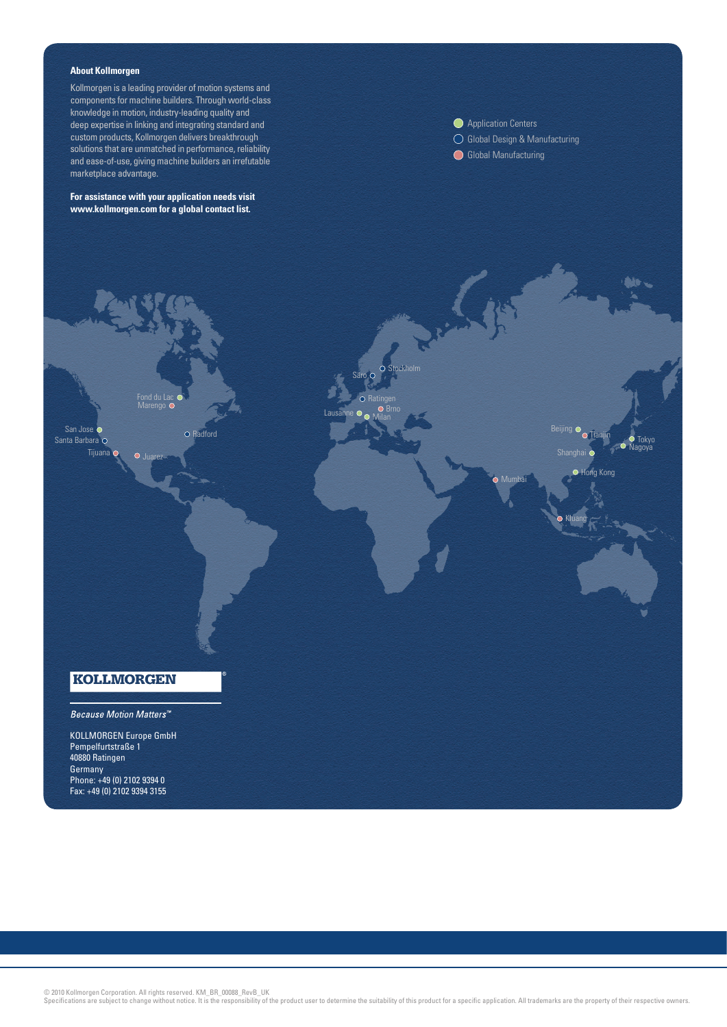## About Kollmorgen

Kollmorgen is a leading provider of motion systems and components for machine builders. Through world-class knowledge in motion, industry-leading quality and deep expertise in linking and integrating standard and custom products, Kollmorgen delivers breakthrough solutions that are unmatched in performance, reliability and ease-of-use, giving machine builders an irrefutable marketplace advantage.

**For assistance with your application needs visit www.kollmorgen.com for a global contact list.**

Application Centers
Global Design & Manufacturing
Global Manufacturing

Fond du Lac
Marengo
San Jose
Santa Barbara
Radford
Tijuana
Juarez
Säro
Stockholm
Ratingen
Brno
Lausanne
Milan
Beijing
Tianjin
Tokyo
Nagoya
Shanghai
Hong Kong
Mumbai
Kluang

**KOLLMORGEN**®

*Because Motion Matters™*

KOLLMORGEN Europe GmbH
Pempelfurtstraße 1
40880 Ratingen
Germany
Phone: +49 (0) 2102 9394 0
Fax: +49 (0) 2102 9394 3155

© 2010 Kollmorgen Corporation. All rights reserved. KM_BR_00088_RevB_UK
Specifications are subject to change without notice. It is the responsibility of the product user to determine the suitability of this product for a specific application. All trademarks are the property of their respective owners.